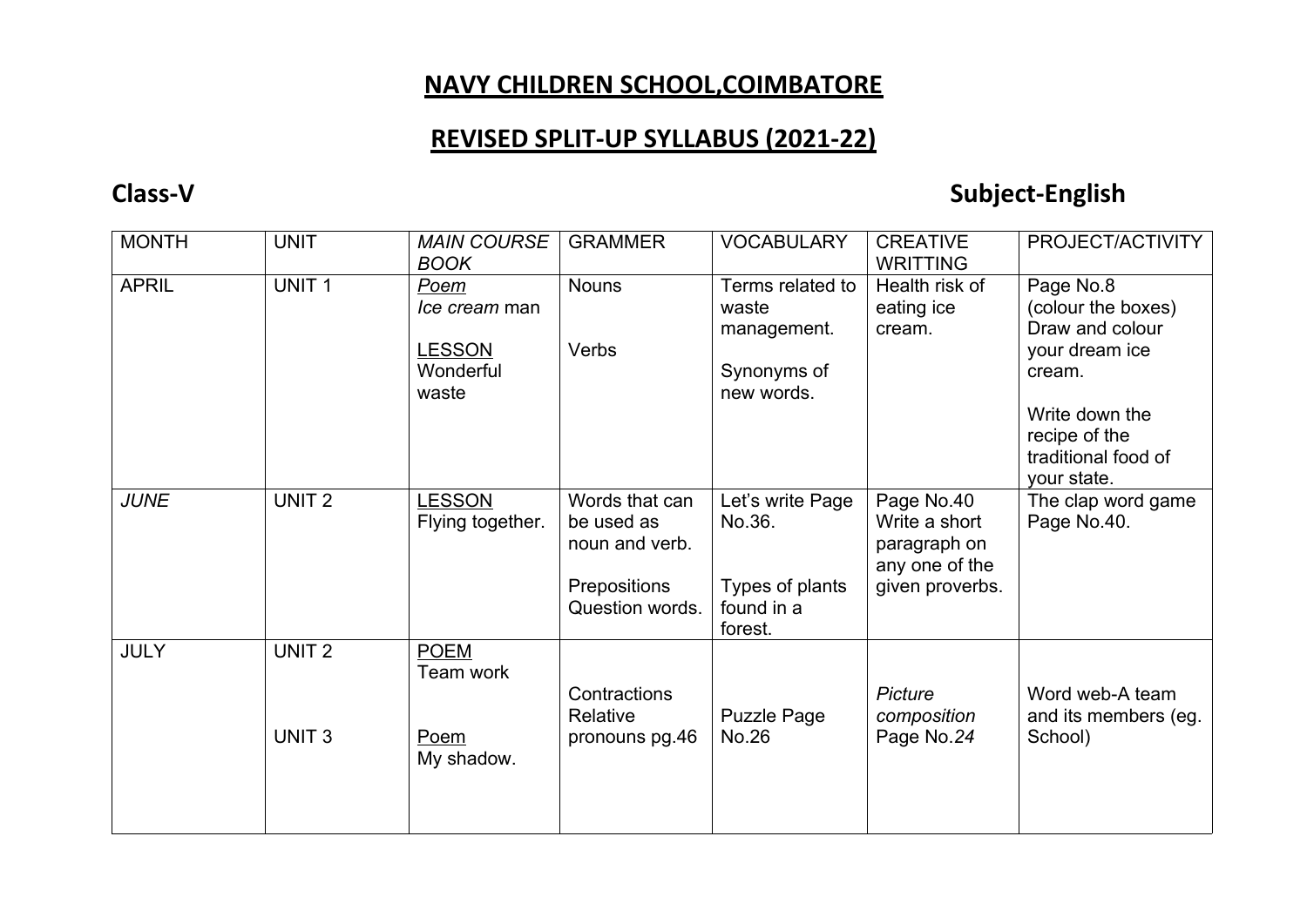# NAVY CHILDREN SCHOOL,COIMBATORE

## REVISED SPLIT-UP SYLLABUS (2021-22)

**Class-V** **Subject-English**

| MONTH | UNIT | *MAIN COURSE BOOK* | GRAMMER | VOCABULARY | CREATIVE WRITTING | PROJECT/ACTIVITY |
|---|---|---|---|---|---|---|
| APRIL | UNIT 1 | *Poem*<br>*Ice cream* man<br><br>LESSON<br>Wonderful waste | Nouns<br><br>Verbs | Terms related to waste management.<br><br>Synonyms of new words. | Health risk of eating ice cream. | Page No.8 (colour the boxes) Draw and colour your dream ice cream.<br><br>Write down the recipe of the traditional food of your state. |
| *JUNE* | UNIT 2 | LESSON<br>Flying together. | Words that can be used as noun and verb.<br><br>Prepositions<br>Question words. | Let's write Page No.36.<br><br>Types of plants found in a forest. | Page No.40<br>Write a short paragraph on any one of the given proverbs. | The clap word game Page No.40. |
| JULY | UNIT 2<br><br>UNIT 3 | POEM<br>Team work<br><br>Poem<br>My shadow. | Contractions<br>Relative pronouns pg.46 | Puzzle Page No.26 | *Picture composition* Page No.*24* | Word web-A team and its members (eg. School) |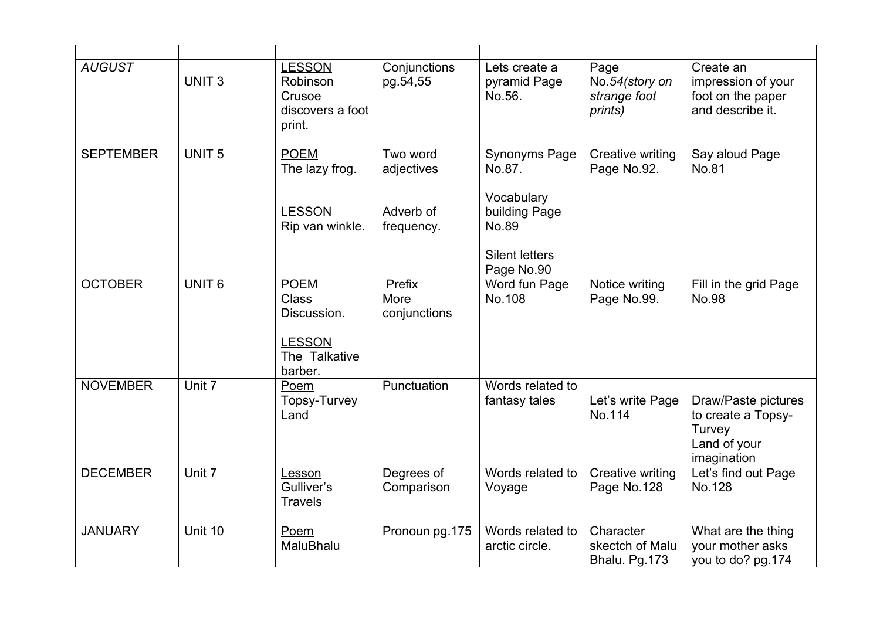| | | | | | | |
|---|---|---|---|---|---|---|
| *AUGUST* | UNIT 3 | <u>LESSON</u> Robinson Crusoe discovers a foot print. | Conjunctions pg.54,55 | Lets create a pyramid Page No.56. | Page No.*54(story on strange foot prints)* | Create an impression of your foot on the paper and describe it. |
| SEPTEMBER | UNIT 5 | <u>POEM</u> The lazy frog.<br><br><u>LESSON</u> Rip van winkle. | Two word adjectives<br><br>Adverb of frequency. | Synonyms Page No.87.<br><br>Vocabulary building Page No.89<br><br>Silent letters Page No.90 | Creative writing Page No.92. | Say aloud Page No.81 |
| OCTOBER | UNIT 6 | <u>POEM</u> Class Discussion.<br><br><u>LESSON</u> The Talkative barber. | Prefix<br>More conjunctions | Word fun Page No.108 | Notice writing Page No.99. | Fill in the grid Page No.98 |
| NOVEMBER | Unit 7 | <u>Poem</u> Topsy-Turvey Land | Punctuation | Words related to fantasy tales | Let's write Page No.114 | Draw/Paste pictures to create a Topsy-Turvey Land of your imagination |
| DECEMBER | Unit 7 | <u>Lesson</u> Gulliver's Travels | Degrees of Comparison | Words related to Voyage | Creative writing Page No.128 | Let's find out Page No.128 |
| JANUARY | Unit 10 | <u>Poem</u> MaluBhalu | Pronoun pg.175 | Words related to arctic circle. | Character skectch of Malu Bhalu. Pg.173 | What are the thing your mother asks you to do? pg.174 |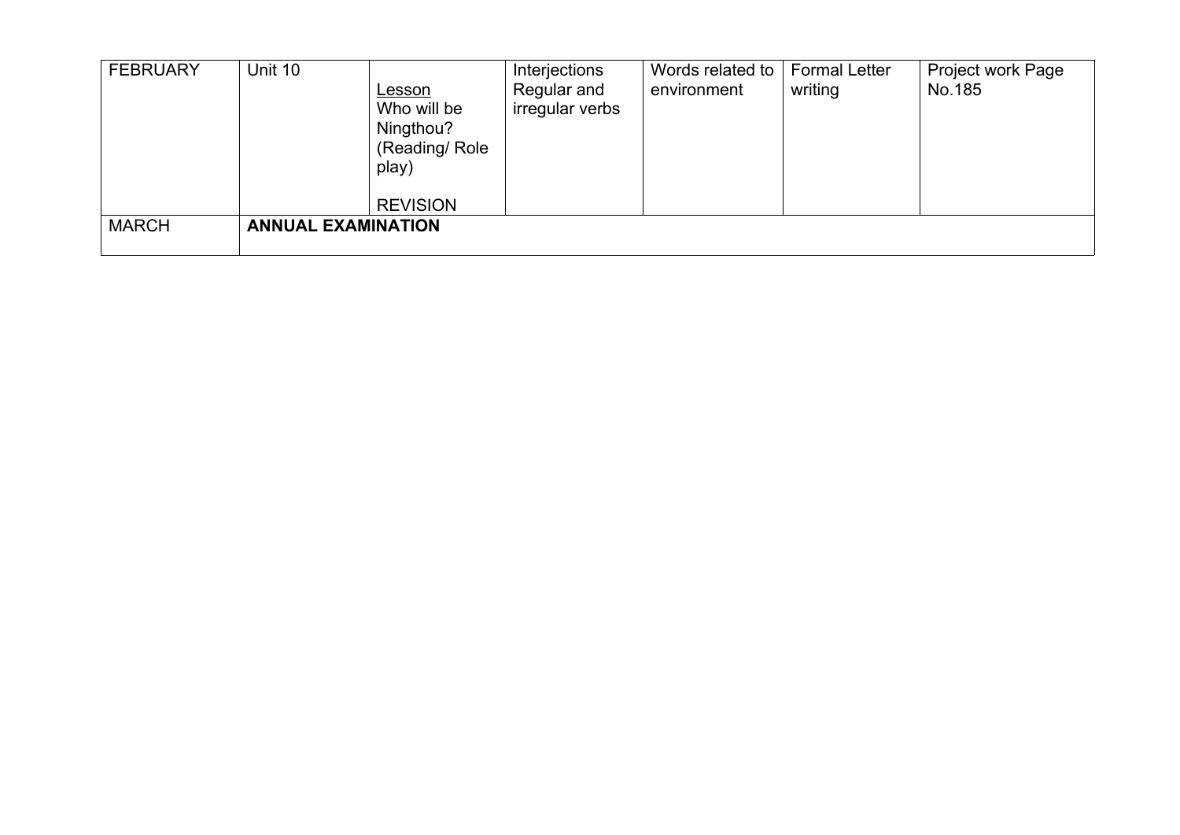| | | | | | | |
|---|---|---|---|---|---|---|
| FEBRUARY | Unit 10 | Lesson<br>Who will be Ningthou? (Reading/ Role play)<br><br>REVISION | Interjections<br>Regular and irregular verbs | Words related to environment | Formal Letter writing | Project work Page No.185 |
| MARCH | **ANNUAL EXAMINATION** | | | | | |